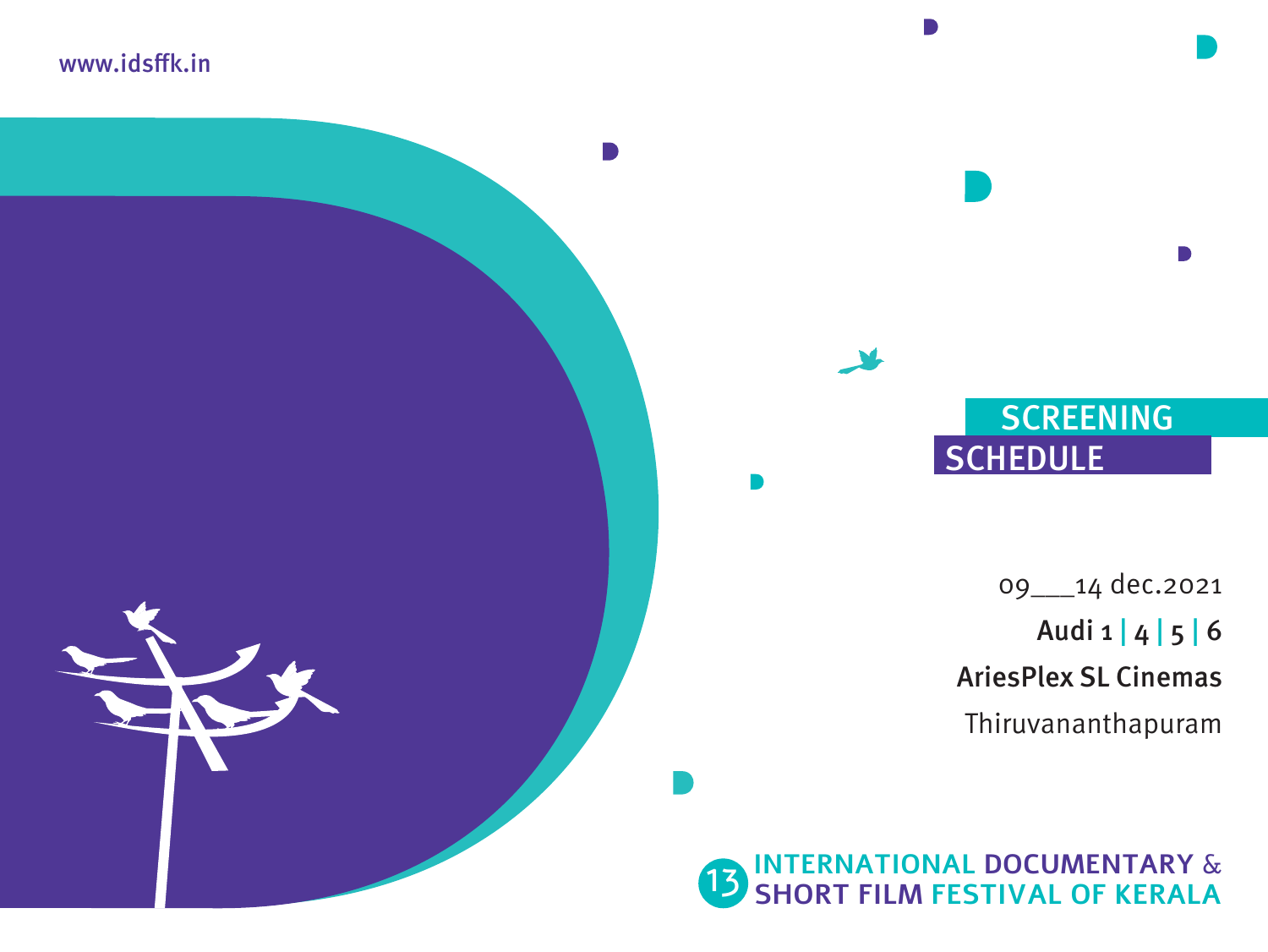www.idsffk.in

# SCREENING SCHEDULE

09___14 dec.2021

**Audi 1 | 4 | 5 | 6**

**AriesPlex SL Cinemas**

Thiruvananthapuram

13 INTERNATIONAL DOCUMENTARY & SHORT FILM FESTIVAL OF KERALA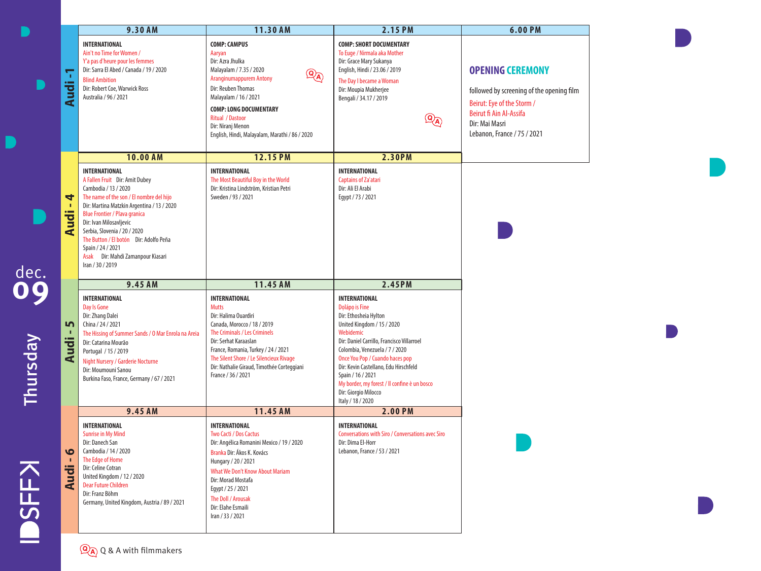# dec. 09 Thursday

IDSFFK

## Audi - 1

| 9.30 AM | 11.30 AM | 2.15 PM | 6.00 PM |
|---|---|---|---|
| **INTERNATIONAL**<br>Ain't no Time for Women / Y'a pas d'heure pour les femmes<br>Dir: Sarra El Abed / Canada / 19 / 2020<br>Blind Ambition<br>Dir: Robert Coe, Warwick Ross<br>Australia / 96 / 2021 | **COMP: CAMPUS**<br>Aaryan<br>Dir: Azra Jhulka<br>Malayalam / 7.35 / 2020 (Q&A)<br>Aranginumappurem Antony<br>Dir: Reuben Thomas<br>Malayalam / 16 / 2021<br>**COMP: LONG DOCUMENTARY**<br>Ritual / Dastoor<br>Dir: Niranj Menon<br>English, Hindi, Malayalam, Marathi / 86 / 2020 | **COMP: SHORT DOCUMENTARY**<br>To Euge / Nirmala aka Mother<br>Dir: Grace Mary Sukanya<br>English, Hindi / 23.06 / 2019<br>The Day I became a Woman<br>Dir: Moupia Mukherjee<br>Bengali / 34.17 / 2019 (Q&A) | **OPENING CEREMONY**<br>followed by screening of the opening film<br>Beirut: Eye of the Storm / Beirut fi Ain Al-Assifa<br>Dir: Mai Masri<br>Lebanon, France / 75 / 2021 |

## Audi - 4

| 10.00 AM | 12.15 PM | 2.30PM |
|---|---|---|
| **INTERNATIONAL**<br>A Fallen Fruit Dir: Amit Dubey<br>Cambodia / 13 / 2020<br>The name of the son / El nombre del hijo<br>Dir: Martina Matzkin Argentina / 13 / 2020<br>Blue Frontier / Plava granica<br>Dir: Ivan Milosavljevic<br>Serbia, Slovenia / 20 / 2020<br>The Button / El botón Dir: Adolfo Peña<br>Spain / 24 / 2021<br>Asak Dir: Mahdi Zamanpour Kiasari<br>Iran / 30 / 2019 | **INTERNATIONAL**<br>The Most Beautiful Boy in the World<br>Dir: Kristina Lindström, Kristian Petri<br>Sweden / 93 / 2021 | **INTERNATIONAL**<br>Captains of Za'atari<br>Dir: Ali El Arabi<br>Egypt / 73 / 2021 |

## Audi - 5

| 9.45 AM | 11.45 AM | 2.45PM |
|---|---|---|
| **INTERNATIONAL**<br>Day Is Gone<br>Dir: Zhang Dalei<br>China / 24 / 2021<br>The Hissing of Summer Sands / O Mar Enrola na Areia<br>Dir: Catarina Mourão<br>Portugal / 15 / 2019<br>Night Nursery / Garderie Nocturne<br>Dir: Moumouni Sanou<br>Burkina Faso, France, Germany / 67 / 2021 | **INTERNATIONAL**<br>Mutts<br>Dir: Halima Ouardiri<br>Canada, Morocco / 18 / 2019<br>The Criminals / Les Criminels<br>Dir: Serhat Karaaslan<br>France, Romania, Turkey / 24 / 2021<br>The Silent Shore / Le Silencieux Rivage<br>Dir: Nathalie Giraud, Timothée Corteggiani<br>France / 36 / 2021 | **INTERNATIONAL**<br>Dọlápọ is Fine<br>Dir: Ethosheia Hylton<br>United Kingdom / 15 / 2020<br>Webidemic<br>Dir: Daniel Carrillo, Francisco Villarroel<br>Colombia, Venezuela / 7 / 2020<br>Once You Pop / Cuando haces pop<br>Dir: Kevin Castellano, Edu Hirschfeld<br>Spain / 16 / 2021<br>My border, my forest / Il confine è un bosco<br>Dir: Giorgio Milocco<br>Italy / 18 / 2020 |

## Audi - 6

| 9.45 AM | 11.45 AM | 2.00 PM |
|---|---|---|
| **INTERNATIONAL**<br>Sunrise in My Mind<br>Dir: Danech San<br>Cambodia / 14 / 2020<br>The Edge of Home<br>Dir: Celine Cotran<br>United Kingdom / 12 / 2020<br>Dear Future Children<br>Dir: Franz Böhm<br>Germany, United Kingdom, Austria / 89 / 2021 | **INTERNATIONAL**<br>Two Cacti / Dos Cactus<br>Dir: Angélica Romanini Mexico / 19 / 2020<br>Branka Dir: Ákos K. Kovács<br>Hungary / 20 / 2021<br>What We Don't Know About Mariam<br>Dir: Morad Mostafa<br>Egypt / 25 / 2021<br>The Doll / Arousak<br>Dir: Elahe Esmaili<br>Iran / 33 / 2021 | **INTERNATIONAL**<br>Conversations with Siro / Conversations avec Siro<br>Dir: Dima El-Horr<br>Lebanon, France / 53 / 2021 |

(Q&A) Q & A with filmmakers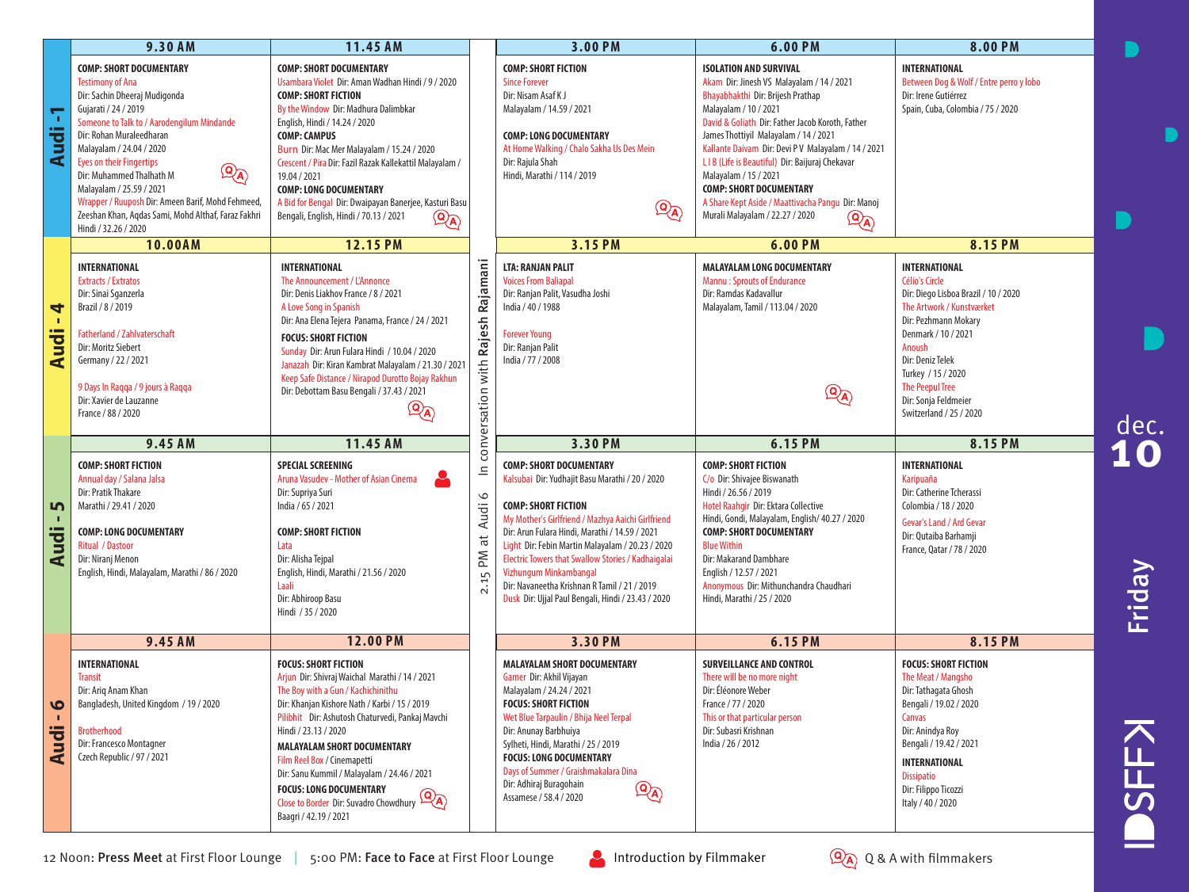# dec. 10 Friday

## Audi - 1

| 9.30 AM | 11.45 AM | 3.00 PM | 6.00 PM | 8.00 PM |
|---|---|---|---|---|
| **COMP: SHORT DOCUMENTARY**<br>Testimony of Ana<br>Dir: Sachin Dheeraj Mudigonda<br>Gujarati / 24 / 2019<br>Someone to Talk to / Aarodengilum Mindande<br>Dir: Rohan Muraleedharan<br>Malayalam / 24.04 / 2020<br>Eyes on their Fingertips<br>Dir: Muhammed Thalhath M<br>Malayalam / 25.59 / 2021<br>Wrapper / Ruuposh Dir: Ameen Barif, Mohd Fehmeed, Zeeshan Khan, Aqdas Sami, Mohd Althaf, Faraz Fakhri<br>Hindi / 32.26 / 2020<br>(Q&A) | **COMP: SHORT DOCUMENTARY**<br>Usambara Violet Dir: Aman Wadhan Hindi / 9 / 2020<br>**COMP: SHORT FICTION**<br>By the Window Dir: Madhura Dalimbkar<br>English, Hindi / 14.24 / 2020<br>**COMP: CAMPUS**<br>Burn Dir: Mac Mer Malayalam / 15.24 / 2020<br>Crescent / Pira Dir: Fazil Razak Kallekattil Malayalam / 19.04 / 2021<br>**COMP: LONG DOCUMENTARY**<br>A Bid for Bengal Dir: Dwaipayan Banerjee, Kasturi Basu<br>Bengali, English, Hindi / 70.13 / 2021<br>(Q&A) | **COMP: SHORT FICTION**<br>Since Forever<br>Dir: Nisam Asaf K J<br>Malayalam / 14.59 / 2021<br>**COMP: LONG DOCUMENTARY**<br>At Home Walking / Chalo Sakha Us Des Mein<br>Dir: Rajula Shah<br>Hindi, Marathi / 114 / 2019<br>(Q&A) | **ISOLATION AND SURVIVAL**<br>Akam Dir: Jinesh VS Malayalam / 14 / 2021<br>Bhayabhakthi Dir: Brijesh Prathap<br>Malayalam / 10 / 2021<br>David & Goliath Dir: Father Jacob Koroth, Father James Thottiyil Malayalam / 14 / 2021<br>Kallante Daivam Dir: Devi P V Malayalam / 14 / 2021<br>L I B (Life is Beautiful) Dir: Baijuraj Chekavar<br>Malayalam / 15 / 2021<br>**COMP: SHORT DOCUMENTARY**<br>A Share Kept Aside / Maattivacha Pangu Dir: Manoj Murali Malayalam / 22.27 / 2020<br>(Q&A) | **INTERNATIONAL**<br>Between Dog & Wolf / Entre perro y lobo<br>Dir: Irene Gutiérrez<br>Spain, Cuba, Colombia / 75 / 2020 |

## Audi - 4

| 10.00AM | 12.15 PM | 3.15 PM | 6.00 PM | 8.15 PM |
|---|---|---|---|---|
| **INTERNATIONAL**<br>Extracts / Extratos<br>Dir: Sinai Sganzerla<br>Brazil / 8 / 2019<br>Fatherland / Zahlvaterschaft<br>Dir: Moritz Siebert<br>Germany / 22 / 2021<br>9 Days In Raqqa / 9 jours à Raqqa<br>Dir: Xavier de Lauzanne<br>France / 88 / 2020 | **INTERNATIONAL**<br>The Announcement / L'Annonce<br>Dir: Denis Liakhov France / 8 / 2021<br>A Love Song in Spanish<br>Dir: Ana Elena Tejera Panama, France / 24 / 2021<br>**FOCUS: SHORT FICTION**<br>Sunday Dir: Arun Fulara Hindi / 10.04 / 2020<br>Janazah Dir: Kiran Kambrat Malayalam / 21.30 / 2021<br>Keep Safe Distance / Nirapod Durotto Bojay Rakhun<br>Dir: Debottam Basu Bengali / 37.43 / 2021<br>(Q&A) | **LTA: RANJAN PALIT**<br>Voices From Baliapal<br>Dir: Ranjan Palit, Vasudha Joshi<br>India / 40 / 1988<br>Forever Young<br>Dir: Ranjan Palit<br>India / 77 / 2008 | **MALAYALAM LONG DOCUMENTARY**<br>Mannu : Sprouts of Endurance<br>Dir: Ramdas Kadavallur<br>Malayalam, Tamil / 113.04 / 2020<br>(Q&A) | **INTERNATIONAL**<br>Célio's Circle<br>Dir: Diego Lisboa Brazil / 10 / 2020<br>The Artwork / Kunstværket<br>Dir: Pezhmann Mokary<br>Denmark / 10 / 2021<br>Anoush<br>Dir: Deniz Telek<br>Turkey / 15 / 2020<br>The Peepul Tree<br>Dir: Sonja Feldmeier<br>Switzerland / 25 / 2020 |

## Audi - 5

| 9.45 AM | 11.45 AM | 3.30 PM | 6.15 PM | 8.15 PM |
|---|---|---|---|---|
| **COMP: SHORT FICTION**<br>Annual day / Salana Jalsa<br>Dir: Pratik Thakare<br>Marathi / 29.41 / 2020<br>**COMP: LONG DOCUMENTARY**<br>Ritual / Dastoor<br>Dir: Niranj Menon<br>English, Hindi, Malayalam, Marathi / 86 / 2020 | **SPECIAL SCREENING**<br>Aruna Vasudev - Mother of Asian Cinema (Introduction by Filmmaker)<br>Dir: Supriya Suri<br>India / 65 / 2021<br>**COMP: SHORT FICTION**<br>Lata<br>Dir: Alisha Tejpal<br>English, Hindi, Marathi / 21.56 / 2020<br>Laali<br>Dir: Abhiroop Basu<br>Hindi / 35 / 2020 | **COMP: SHORT DOCUMENTARY**<br>Kalsubai Dir: Yudhajit Basu Marathi / 20 / 2020<br>**COMP: SHORT FICTION**<br>My Mother's Girlfriend / Mazhya Aaichi Girlfriend<br>Dir: Arun Fulara Hindi, Marathi / 14.59 / 2021<br>Light Dir: Febin Martin Malayalam / 20.23 / 2020<br>Electric Towers that Swallow Stories / Kadhaigalai Vizhungum Minkambangal<br>Dir: Navaneetha Krishnan R Tamil / 21 / 2019<br>Dusk Dir: Ujjal Paul Bengali, Hindi / 23.43 / 2020 | **COMP: SHORT FICTION**<br>C/o Dir: Shivajee Biswanath<br>Hindi / 26.56 / 2019<br>Hotel Raahgir Dir: Ektara Collective<br>Hindi, Gondi, Malayalam, English/ 40.27 / 2020<br>**COMP: SHORT DOCUMENTARY**<br>Blue Within<br>Dir: Makarand Dambhare<br>English / 12.57 / 2021<br>Anonymous Dir: Mithunchandra Chaudhari<br>Hindi, Marathi / 25 / 2020 | **INTERNATIONAL**<br>Karipuaña<br>Dir: Catherine Tcherassi<br>Colombia / 18 / 2020<br>Gevar's Land / Ard Gevar<br>Dir: Qutaiba Barhamji<br>France, Qatar / 78 / 2020 |

## Audi - 6

| 9.45 AM | 12.00 PM | 3.30 PM | 6.15 PM | 8.15 PM |
|---|---|---|---|---|
| **INTERNATIONAL**<br>Transit<br>Dir: Ariq Anam Khan<br>Bangladesh, United Kingdom / 19 / 2020<br>Brotherhood<br>Dir: Francesco Montagner<br>Czech Republic / 97 / 2021 | **FOCUS: SHORT FICTION**<br>Arjun Dir: Shivraj Waichal Marathi / 14 / 2021<br>The Boy with a Gun / Kachichinithu<br>Dir: Khanjan Kishore Nath / Karbi / 15 / 2019<br>Pilibhit Dir: Ashutosh Chaturvedi, Pankaj Mavchi<br>Hindi / 23.13 / 2020<br>**MALAYALAM SHORT DOCUMENTARY**<br>Film Reel Box / Cinemapetti<br>Dir: Sanu Kummil / Malayalam / 24.46 / 2021<br>**FOCUS: LONG DOCUMENTARY**<br>Close to Border Dir: Suvadro Chowdhury<br>Baagri / 42.19 / 2021<br>(Q&A) | **MALAYALAM SHORT DOCUMENTARY**<br>Gamer Dir: Akhil Vijayan<br>Malayalam / 24.24 / 2021<br>**FOCUS: SHORT FICTION**<br>Wet Blue Tarpaulin / Bhija Neel Terpal<br>Dir: Anunay Barbhuiya<br>Sylheti, Hindi, Marathi / 25 / 2019<br>**FOCUS: LONG DOCUMENTARY**<br>Days of Summer / Graishmakalara Dina<br>Dir: Adhiraj Buragohain<br>Assamese / 58.4 / 2020<br>(Q&A) | **SURVEILLANCE AND CONTROL**<br>There will be no more night<br>Dir: Éléonore Weber<br>France / 77 / 2020<br>This or that particular person<br>Dir: Subasri Krishnan<br>India / 26 / 2012 | **FOCUS: SHORT FICTION**<br>The Meat / Mangsho<br>Dir: Tathagata Ghosh<br>Bengali / 19.02 / 2020<br>Canvas<br>Dir: Anindya Roy<br>Bengali / 19.42 / 2021<br>**INTERNATIONAL**<br>Dissipatio<br>Dir: Filippo Ticozzi<br>Italy / 40 / 2020 |

2.15 PM at Audi 6 In conversation with Rajesh Rajamani

12 Noon: **Press Meet** at First Floor Lounge | 5:00 PM: **Face to Face** at First Floor Lounge | Introduction by Filmmaker | (Q&A) Q & A with filmmakers

IDSFFK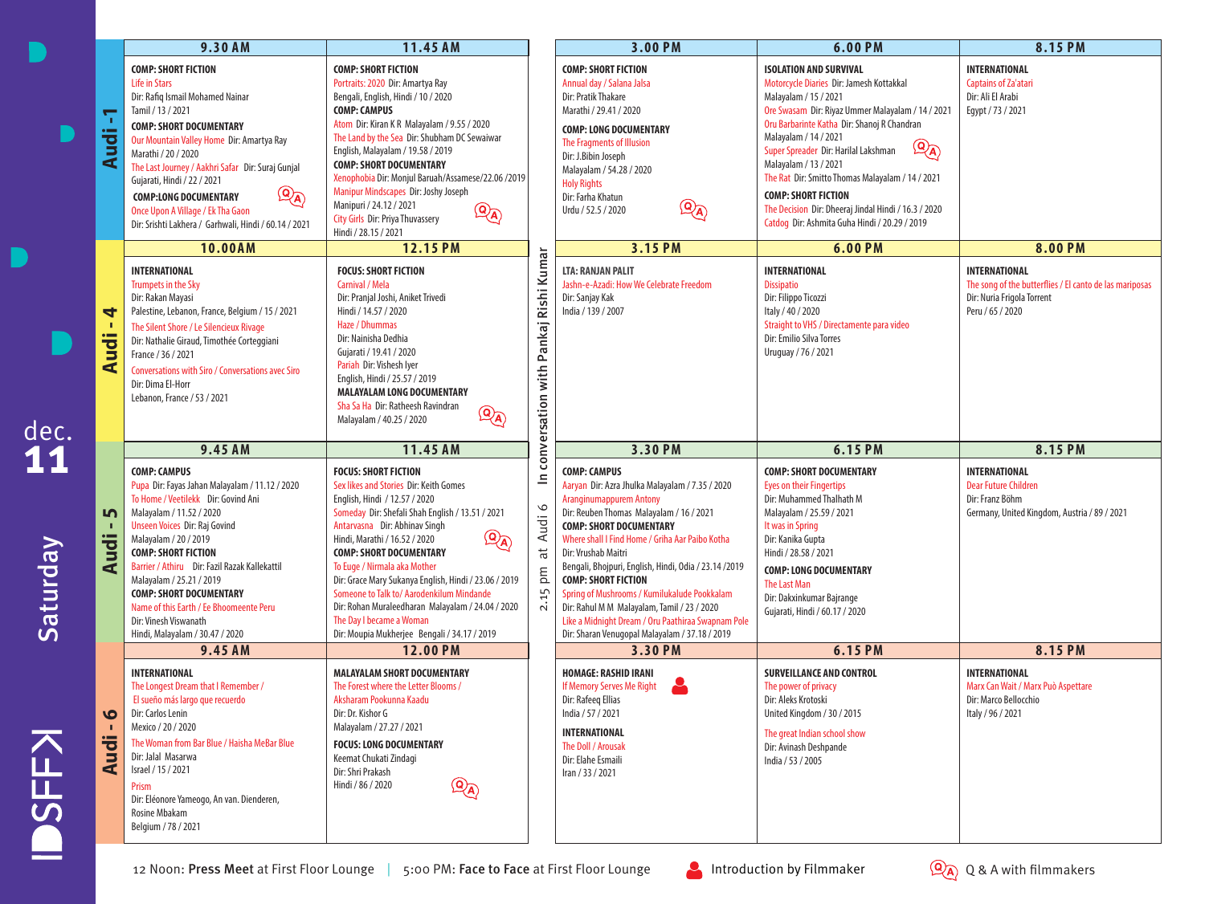# dec. 11 Saturday

IDSFFK

| | | | | | |
|---|---|---|---|---|---|
| **Audi - 1** | **9.30 AM** | **11.45 AM** | **3.00 PM** | **6.00 PM** | **8.15 PM** |
| | **COMP: SHORT FICTION**<br>Life in Stars<br>Dir: Rafiq Ismail Mohamed Nainar<br>Tamil / 13 / 2021<br>**COMP: SHORT DOCUMENTARY**<br>Our Mountain Valley Home Dir: Amartya Ray<br>Marathi / 20 / 2020<br>The Last Journey / Aakhri Safar Dir: Suraj Gunjal<br>Gujarati, Hindi / 22 / 2021<br>**COMP:LONG DOCUMENTARY** (Q&A)<br>Once Upon A Village / Ek Tha Gaon<br>Dir: Srishti Lakhera / Garhwali, Hindi / 60.14 / 2021 | **COMP: SHORT FICTION**<br>Portraits: 2020 Dir: Amartya Ray<br>Bengali, English, Hindi / 10 / 2020<br>**COMP: CAMPUS**<br>Atom Dir: Kiran K R Malayalam / 9.55 / 2020<br>The Land by the Sea Dir: Shubham DC Sewaiwar<br>English, Malayalam / 19.58 / 2019<br>**COMP: SHORT DOCUMENTARY**<br>Xenophobia Dir: Monjul Baruah/Assamese/22.06 /2019<br>Manipur Mindscapes Dir: Joshy Joseph<br>Manipuri / 24.12 / 2021<br>City Girls Dir: Priya Thuvassery (Q&A)<br>Hindi / 28.15 / 2021 | **COMP: SHORT FICTION**<br>Annual day / Salana Jalsa<br>Dir: Pratik Thakare<br>Marathi / 29.41 / 2020<br>**COMP: LONG DOCUMENTARY**<br>The Fragments of Illusion<br>Dir: J.Bibin Joseph<br>Malayalam / 54.28 / 2020<br>Holy Rights<br>Dir: Farha Khatun<br>Urdu / 52.5 / 2020 (Q&A) | **ISOLATION AND SURVIVAL**<br>Motorcycle Diaries Dir: Jamesh Kottakkal<br>Malayalam / 15 / 2021<br>Ore Swasam Dir: Riyaz Ummer Malayalam / 14 / 2021<br>Oru Barbarinte Katha Dir: Shanoj R Chandran<br>Malayalam / 14 / 2021<br>Super Spreader Dir: Harilal Lakshman (Q&A)<br>Malayalam / 13 / 2021<br>The Rat Dir: Smitto Thomas Malayalam / 14 / 2021<br>**COMP: SHORT FICTION**<br>The Decision Dir: Dheeraj Jindal Hindi / 16.3 / 2020<br>Catdog Dir: Ashmita Guha Hindi / 20.29 / 2019 | **INTERNATIONAL**<br>Captains of Za'atari<br>Dir: Ali El Arabi<br>Egypt / 73 / 2021 |
| **Audi - 4** | **10.00AM** | **12.15 PM** | **3.15 PM** | **6.00 PM** | **8.00 PM** |
| | **INTERNATIONAL**<br>Trumpets in the Sky<br>Dir: Rakan Mayasi<br>Palestine, Lebanon, France, Belgium / 15 / 2021<br>The Silent Shore / Le Silencieux Rivage<br>Dir: Nathalie Giraud, Timothée Corteggiani<br>France / 36 / 2021<br>Conversations with Siro / Conversations avec Siro<br>Dir: Dima El-Horr<br>Lebanon, France / 53 / 2021 | **FOCUS: SHORT FICTION**<br>Carnival / Mela<br>Dir: Pranjal Joshi, Aniket Trivedi<br>Hindi / 14.57 / 2020<br>Haze / Dhummas<br>Dir: Nainisha Dedhia<br>Gujarati / 19.41 / 2020<br>Pariah Dir: Vishesh Iyer<br>English, Hindi / 25.57 / 2019<br>**MALAYALAM LONG DOCUMENTARY**<br>Sha Sa Ha Dir: Ratheesh Ravindran (Q&A)<br>Malayalam / 40.25 / 2020 | **LTA: RANJAN PALIT**<br>Jashn-e-Azadi: How We Celebrate Freedom<br>Dir: Sanjay Kak<br>India / 139 / 2007 | **INTERNATIONAL**<br>Dissipatio<br>Dir: Filippo Ticozzi<br>Italy / 40 / 2020<br>Straight to VHS / Directamente para video<br>Dir: Emilio Silva Torres<br>Uruguay / 76 / 2021 | **INTERNATIONAL**<br>The song of the butterflies / El canto de las mariposas<br>Dir: Nuria Frigola Torrent<br>Peru / 65 / 2020 |
| **Audi - 5** | **9.45 AM** | **11.45 AM** | **3.30 PM** | **6.15 PM** | **8.15 PM** |
| | **COMP: CAMPUS**<br>Pupa Dir: Fayas Janan Malayalam / 11.12 / 2020<br>To Home / Veetilekk Dir: Govind Ani<br>Malayalam / 11.52 / 2020<br>Unseen Voices Dir: Raj Govind<br>Malayalam / 20 / 2019<br>**COMP: SHORT FICTION**<br>Barrier / Athiru Dir: Fazil Razak Kallekattil<br>Malayalam / 25.21 / 2019<br>**COMP: SHORT DOCUMENTARY**<br>Name of this Earth / Ee Bhoomeente Peru<br>Dir: Vinesh Viswanath<br>Hindi, Malayalam / 30.47 / 2020 | **FOCUS: SHORT FICTION**<br>Sex likes and Stories Dir: Keith Gomes<br>English, Hindi / 12.57 / 2020<br>Someday Dir: Shefali Shah English / 13.51 / 2021<br>Antarvasna Dir: Abhinav Singh (Q&A)<br>Hindi, Marathi / 16.52 / 2020<br>**COMP: SHORT DOCUMENTARY**<br>To Euge / Nirmala aka Mother<br>Dir: Grace Mary Sukanya English, Hindi / 23.06 / 2019<br>Someone to Talk to/ Aarodenkilum Mindande<br>Dir: Rohan Muraleedharan Malayalam / 24.04 / 2020<br>The Day I became a Woman<br>Dir: Moupia Mukherjee Bengali / 34.17 / 2019 | **COMP: CAMPUS**<br>Aaryan Dir: Azra Jhulka Malayalam / 7.35 / 2020<br>Aranginumappuram Antony<br>Dir: Reuben Thomas Malayalam / 16 / 2021<br>**COMP: SHORT DOCUMENTARY**<br>Where shall I Find Home / Griha Aar Paibo Kotha<br>Dir: Vrushab Maitri<br>Bengali, Bhojpuri, English, Hindi, Odia / 23.14 /2019<br>**COMP: SHORT FICTION**<br>Spring of Mushrooms / Kumilukalude Pookkalam<br>Dir: Rahul M M Malayalam, Tamil / 23 / 2020<br>Like a Midnight Dream / Oru Paathiraa Swapnam Pole<br>Dir: Sharan Venugopal Malayalam / 37.18 / 2019 | **COMP: SHORT DOCUMENTARY**<br>Eyes on their Fingertips<br>Dir: Muhammed Thalhath M<br>Malayalam / 25.59 / 2021<br>It was in Spring<br>Dir: Kanika Gupta<br>Hindi / 28.58 / 2021<br>**COMP: LONG DOCUMENTARY**<br>The Last Man<br>Dir: Dakxinkumar Bajrange<br>Gujarati, Hindi / 60.17 / 2020 | **INTERNATIONAL**<br>Dear Future Children<br>Dir: Franz Böhm<br>Germany, United Kingdom, Austria / 89 / 2021 |
| **Audi - 6** | **9.45 AM** | **12.00 PM** | **3.30 PM** | **6.15 PM** | **8.15 PM** |
| | **INTERNATIONAL**<br>The Longest Dream that I Remember / El sueño más largo que recuerdo<br>Dir: Carlos Lenin<br>Mexico / 20 / 2020<br>The Woman from Bar Blue / Haisha MeBar Blue<br>Dir: Jalal Masarwa<br>Israel / 15 / 2021<br>Prism<br>Dir: Eléonore Yameogo, An van. Dienderen, Rosine Mbakam<br>Belgium / 78 / 2021 | **MALAYALAM SHORT DOCUMENTARY**<br>The Forest where the Letter Blooms / Aksharam Pookunna Kaadu<br>Dir: Dr. Kishor G<br>Malayalam / 27.27 / 2021<br>**FOCUS: LONG DOCUMENTARY**<br>Keemat Chukati Zindagi<br>Dir: Shri Prakash<br>Hindi / 86 / 2020 (Q&A) | **HOMAGE: RASHID IRANI**<br>If Memory Serves Me Right (Introduction by Filmmaker)<br>Dir: Rafeeq Ellias<br>India / 57 / 2021<br>**INTERNATIONAL**<br>The Doll / Arousak<br>Dir: Elahe Esmaili<br>Iran / 33 / 2021 | **SURVEILLANCE AND CONTROL**<br>The power of privacy<br>Dir: Aleks Krotoski<br>United Kingdom / 30 / 2015<br>The great Indian school show<br>Dir: Avinash Deshpande<br>India / 53 / 2005 | **INTERNATIONAL**<br>Marx Can Wait / Marx Può Aspettare<br>Dir: Marco Bellocchio<br>Italy / 96 / 2021 |

2.15 pm at Audi 6 In conversation with Pankaj Rishi Kumar

12 Noon: **Press Meet** at First Floor Lounge | 5:00 PM: **Face to Face** at First Floor Lounge | Introduction by Filmmaker | (Q&A) Q & A with filmmakers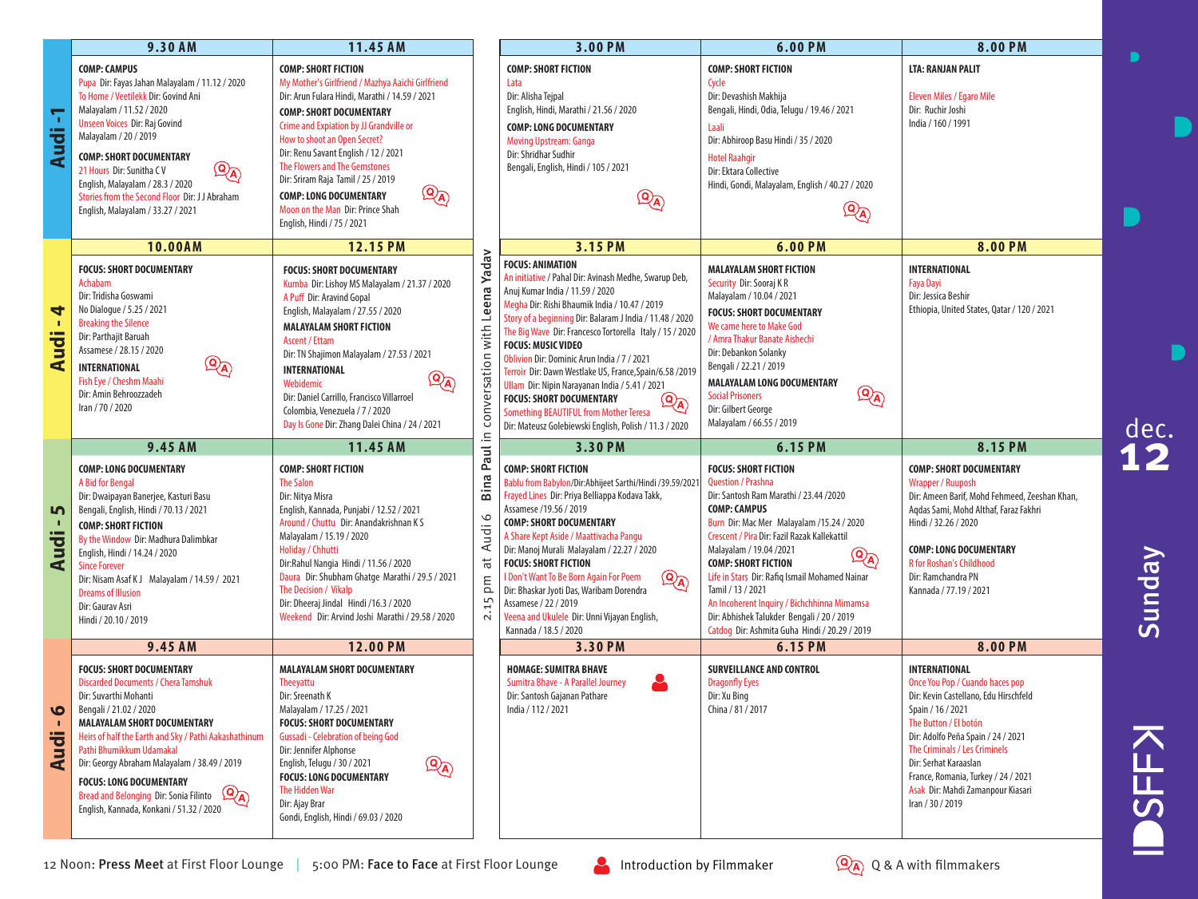# dec. 12 Sunday

## Audi - 1

### 9.30 AM

**COMP: CAMPUS**
- Pupa Dir: Fayas Jahan Malayalam / 11.12 / 2020
- To Home / Veetilekk Dir: Govind Ani Malayalam / 11.52 / 2020
- Unseen Voices Dir: Raj Govind Malayalam / 20 / 2019

**COMP: SHORT DOCUMENTARY**
- 21 Hours Dir: Sunitha C V English, Malayalam / 28.3 / 2020 (Q&A)
- Stories from the Second Floor Dir: J J Abraham English, Malayalam / 33.27 / 2021

### 11.45 AM

**COMP: SHORT FICTION**
- My Mother's Girlfriend / Mazhya Aaichi Girlfriend Dir: Arun Fulara Hindi, Marathi / 14.59 / 2021

**COMP: SHORT DOCUMENTARY**
- Crime and Expiation by JJ Grandville or How to shoot an Open Secret? Dir: Renu Savant English / 12 / 2021
- The Flowers and The Gemstones Dir: Sriram Raja Tamil / 25 / 2019

**COMP: LONG DOCUMENTARY** (Q&A)
- Moon on the Man Dir: Prince Shah English, Hindi / 75 / 2021

### 3.00 PM

**COMP: SHORT FICTION**
- Lata Dir: Alisha Tejpal English, Hindi, Marathi / 21.56 / 2020

**COMP: LONG DOCUMENTARY**
- Moving Upstream: Ganga Dir: Shridhar Sudhir Bengali, English, Hindi / 105 / 2021 (Q&A)

### 6.00 PM

**COMP: SHORT FICTION**
- Cycle Dir: Devashish Makhija Bengali, Hindi, Odia, Telugu / 19.46 / 2021
- Laali Dir: Abhiroop Basu Hindi / 35 / 2020
- Hotel Raahgir Dir: Ektara Collective Hindi, Gondi, Malayalam, English / 40.27 / 2020 (Q&A)

### 8.00 PM

**LTA: RANJAN PALIT**
- Eleven Miles / Egaro Mile Dir: Ruchir Joshi India / 160 / 1991

## Audi - 4

### 10.00AM

**FOCUS: SHORT DOCUMENTARY**
- Achabam Dir: Tridisha Goswami No Dialogue / 5.25 / 2021
- Breaking the Silence Dir: Parthajit Baruah Assamese / 28.15 / 2020 (Q&A)

**INTERNATIONAL**
- Fish Eye / Cheshm Maahi Dir: Amin Behroozzadeh Iran / 70 / 2020

### 12.15 PM

**FOCUS: SHORT DOCUMENTARY**
- Kumba Dir: Lishoy MS Malayalam / 21.37 / 2020
- A Puff Dir: Aravind Gopal English, Malayalam / 27.55 / 2020

**MALAYALAM SHORT FICTION**
- Ascent / Ettam Dir: TN Shajimon Malayalam / 27.53 / 2021

**INTERNATIONAL** (Q&A)
- Webidemic Dir: Daniel Carrillo, Francisco Villarroel Colombia, Venezuela / 7 / 2020
- Day Is Gone Dir: Zhang Dalei China / 24 / 2021

### 3.15 PM

**FOCUS: ANIMATION**
- An initiative / Pahal Dir: Avinash Medhe, Swarup Deb, Anuj Kumar India / 11.59 / 2020
- Megha Dir: Rishi Bhaumik India / 10.47 / 2019
- Story of a beginning Dir: Balaram J India / 11.48 / 2020
- The Big Wave Dir: Francesco Tortorella Italy / 15 / 2020

**FOCUS: MUSIC VIDEO**
- Oblivion Dir: Dominic Arun India / 7 / 2021
- Terroir Dir: Dawn Westlake US, France,Spain/6.58 /2019
- Ullam Dir: Nipin Narayanan India / 5.41 / 2021

**FOCUS: SHORT DOCUMENTARY** (Q&A)
- Something BEAUTIFUL from Mother Teresa Dir: Mateusz Golebiewski English, Polish / 11.3 / 2020

### 6.00 PM

**MALAYALAM SHORT FICTION**
- Security Dir: Sooraj K R Malayalam / 10.04 / 2021

**FOCUS: SHORT DOCUMENTARY**
- We came here to Make God / Amra Thakur Banate Aishechi Dir: Debankon Solanky Bengali / 22.21 / 2019

**MALAYALAM LONG DOCUMENTARY** (Q&A)
- Social Prisoners Dir: Gilbert George Malayalam / 66.55 / 2019

### 8.00 PM

**INTERNATIONAL**
- Faya Dayi Dir: Jessica Beshir Ethiopia, United States, Qatar / 120 / 2021

## Audi - 5

### 9.45 AM

**COMP: LONG DOCUMENTARY**
- A Bid for Bengal Dir: Dwaipayan Banerjee, Kasturi Basu Bengali, English, Hindi / 70.13 / 2021

**COMP: SHORT FICTION**
- By the Window Dir: Madhura Dalimbkar English, Hindi / 14.24 / 2020
- Since Forever Dir: Nisam Asaf K J Malayalam / 14.59 / 2021
- Dreams of Illusion Dir: Gaurav Asri Hindi / 20.10 / 2019

### 11.45 AM

**COMP: SHORT FICTION**
- The Salon Dir: Nitya Misra English, Kannada, Punjabi / 12.52 / 2021
- Around / Chuttu Dir: Anandakrishnan K S Malayalam / 15.19 / 2020
- Holiday / Chhutti Dir:Rahul Nangia Hindi / 11.56 / 2020
- Daura Dir: Shubham Ghatge Marathi / 29.5 / 2021
- The Decision / Vikalp Dir: Dheeraj Jindal Hindi /16.3 / 2020
- Weekend Dir: Arvind Joshi Marathi / 29.58 / 2020

### 2.15 pm at Audi 6

Bina Paul in conversation with Leena Yadav

### 3.30 PM

**COMP: SHORT FICTION**
- Bablu from Babylon/Dir:Abhijeet Sarthi/Hindi /39.59/2021
- Frayed Lines Dir: Priya Belliappa Kodava Takk, Assamese /19.56 / 2019

**COMP: SHORT DOCUMENTARY**
- A Share Kept Aside / Maattivacha Pangu Dir: Manoj Murali Malayalam / 22.27 / 2020

**FOCUS: SHORT FICTION**
- I Don't Want To Be Born Again For Poem Dir: Bhaskar Jyoti Das, Waribam Dorendra Assamese / 22 / 2019 (Q&A)
- Veena and Ukulele Dir: Unni Vijayan English, Kannada / 18.5 / 2020

### 6.15 PM

**FOCUS: SHORT FICTION**
- Question / Prashna Dir: Santosh Ram Marathi / 23.44 /2020

**COMP: CAMPUS**
- Burn Dir: Mac Mer Malayalam /15.24 / 2020
- Crescent / Pira Dir: Fazil Razak Kallekattil Malayalam / 19.04 /2021 (Q&A)

**COMP: SHORT FICTION**
- Life in Stars Dir: Rafiq Ismail Mohamed Nainar Tamil / 13 / 2021
- An Incoherent Inquiry / Bichchhinna Mimamsa Dir: Abhishek Talukder Bengali / 20 / 2019
- Catdog Dir: Ashmita Guha Hindi / 20.29 / 2019

### 8.15 PM

**COMP: SHORT DOCUMENTARY**
- Wrapper / Ruuposh Dir: Ameen Barif, Mohd Fehmeed, Zeeshan Khan, Aqdas Sami, Mohd Althaf, Faraz Fakhri Hindi / 32.26 / 2020

**COMP: LONG DOCUMENTARY**
- R for Roshan's Childhood Dir: Ramchandra PN Kannada / 77.19 / 2021

## Audi - 6

### 9.45 AM

**FOCUS: SHORT DOCUMENTARY**
- Discarded Documents / Chera Tamshuk Dir: Suvarthi Mohanti Bengali / 21.02 / 2020

**MALAYALAM SHORT DOCUMENTARY**
- Heirs of half the Earth and Sky / Pathi Aakashathinum Pathi Bhumikkum Udamakal Dir: Georgy Abraham Malayalam / 38.49 / 2019

**FOCUS: LONG DOCUMENTARY**
- Bread and Belonging Dir: Sonia Filinto English, Kannada, Konkani / 51.32 / 2020 (Q&A)

### 12.00 PM

**MALAYALAM SHORT DOCUMENTARY**
- Theeyattu Dir: Sreenath K Malayalam / 17.25 / 2021

**FOCUS: SHORT DOCUMENTARY**
- Gussadi - Celebration of being God Dir: Jennifer Alphonse English, Telugu / 30 / 2021 (Q&A)

**FOCUS: LONG DOCUMENTARY**
- The Hidden War Dir: Ajay Brar Gondi, English, Hindi / 69.03 / 2020

### 3.30 PM

**HOMAGE: SUMITRA BHAVE**
- Sumitra Bhave - A Parallel Journey (Introduction by Filmmaker) Dir: Santosh Gajanan Pathare India / 112 / 2021

### 6.15 PM

**SURVEILLANCE AND CONTROL**
- Dragonfly Eyes Dir: Xu Bing China / 81 / 2017

### 8.00 PM

**INTERNATIONAL**
- Once You Pop / Cuando haces pop Dir: Kevin Castellano, Edu Hirschfeld Spain / 16 / 2021
- The Button / El botón Dir: Adolfo Peña Spain / 24 / 2021
- The Criminals / Les Criminels Dir: Serhat Karaaslan France, Romania, Turkey / 24 / 2021
- Asak Dir: Mahdi Zamanpour Kiasari Iran / 30 / 2019

---

12 Noon: **Press Meet** at First Floor Lounge | 5:00 PM: **Face to Face** at First Floor Lounge

Introduction by Filmmaker | Q & A with filmmakers

IDSFFK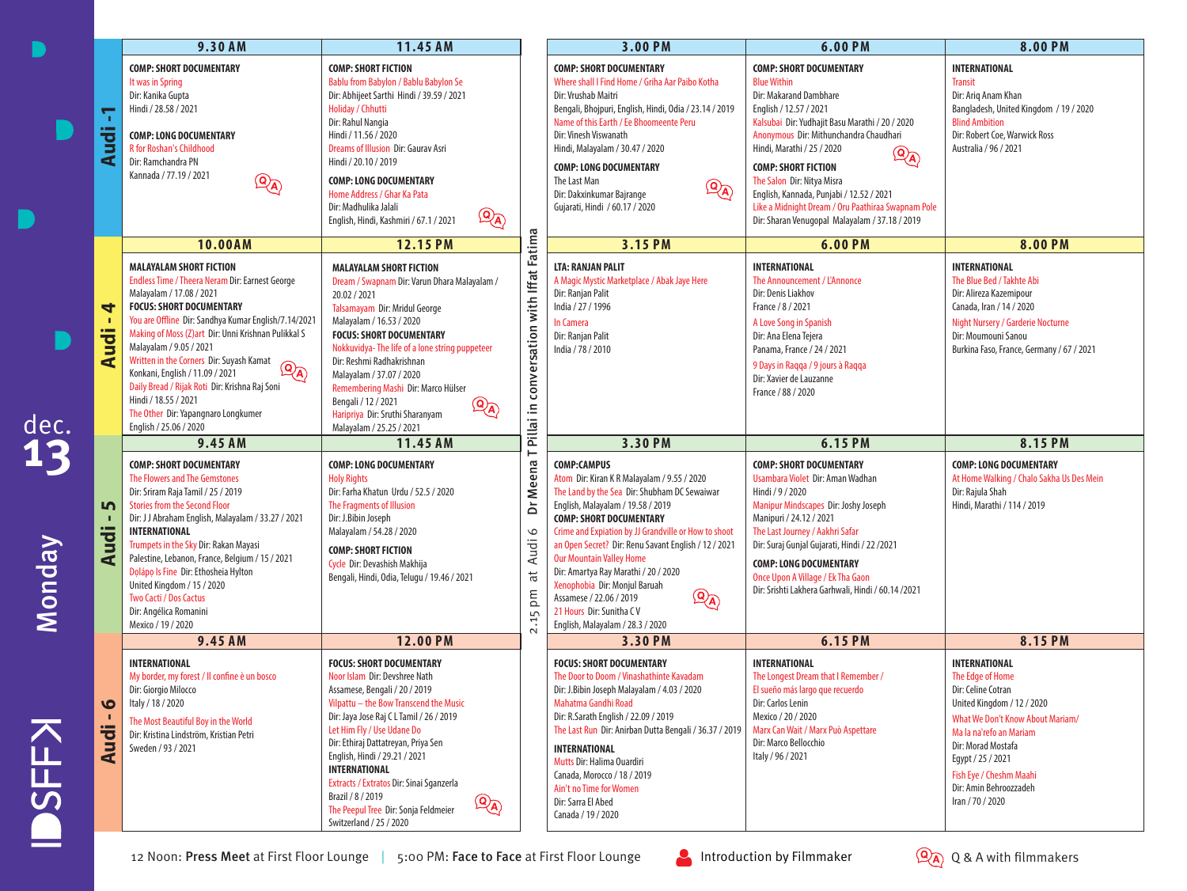# dec. 13 Monday

## Audi - 1

**9.30 AM**

**COMP: SHORT DOCUMENTARY**
It was in Spring
Dir: Kanika Gupta
Hindi / 28.58 / 2021

**COMP: LONG DOCUMENTARY**
R for Roshan's Childhood
Dir: Ramchandra PN
Kannada / 77.19 / 2021
Q&A

**11.45 AM**

**COMP: SHORT FICTION**
Bablu from Babylon / Bablu Babylon Se
Dir: Abhijeet Sarthi Hindi / 39.59 / 2021
Holiday / Chhutti
Dir: Rahul Nangia
Hindi / 11.56 / 2020
Dreams of Illusion Dir: Gaurav Asri
Hindi / 20.10 / 2019

**COMP: LONG DOCUMENTARY**
Home Address / Ghar Ka Pata
Dir: Madhulika Jalali
English, Hindi, Kashmiri / 67.1 / 2021
Q&A

**3.00 PM**

**COMP: SHORT DOCUMENTARY**
Where shall I Find Home / Griha Aar Paibo Kotha
Dir: Vrushab Maitri
Bengali, Bhojpuri, English, Hindi, Odia / 23.14 / 2019
Name of this Earth / Ee Bhoomeente Peru
Dir: Vinesh Viswanath
Hindi, Malayalam / 30.47 / 2020

**COMP: LONG DOCUMENTARY**
The Last Man
Dir: Dakxinkumar Bajrange
Gujarati, Hindi / 60.17 / 2020
Q&A

**6.00 PM**

**COMP: SHORT DOCUMENTARY**
Blue Within
Dir: Makarand Dambhare
English / 12.57 / 2021
Kalsubai Dir: Yudhajit Basu Marathi / 20 / 2020
Anonymous Dir: Mithunchandra Chaudhari
Hindi, Marathi / 25 / 2020
Q&A

**COMP: SHORT FICTION**
The Salon Dir: Nitya Misra
English, Kannada, Punjabi / 12.52 / 2021
Like a Midnight Dream / Oru Paathiraa Swapnam Pole
Dir: Sharan Venugopal Malayalam / 37.18 / 2019

**8.00 PM**

**INTERNATIONAL**
Transit
Dir: Ariq Anam Khan
Bangladesh, United Kingdom / 19 / 2020
Blind Ambition
Dir: Robert Coe, Warwick Ross
Australia / 96 / 2021

## Audi - 4

**10.00AM**

**MALAYALAM SHORT FICTION**
Endless Time / Theera Neram Dir: Earnest George
Malayalam / 17.08 / 2021

**FOCUS: SHORT DOCUMENTARY**
You are Offline Dir: Sandhya Kumar English/7.14/2021
Making of Moss (Z)art Dir: Unni Krishnan Pulikkal S
Malayalam / 9.05 / 2021
Written in the Corners Dir: Suyash Kamat
Konkani, English / 11.09 / 2021
Q&A
Daily Bread / Rijak Roti Dir: Krishna Raj Soni
Hindi / 18.55 / 2021
The Other Dir: Yapangnaro Longkumer
English / 25.06 / 2020

**12.15 PM**

**MALAYALAM SHORT FICTION**
Dream / Swapnam Dir: Varun Dhara Malayalam / 20.02 / 2021
Talsamayam Dir: Mridul George
Malayalam / 16.53 / 2020

**FOCUS: SHORT DOCUMENTARY**
Nokkuvidya- The life of a lone string puppeteer
Dir: Reshmi Radhakrishnan
Malayalam / 37.07 / 2020
Remembering Mashi Dir: Marco Hülser
Bengali / 12 / 2021
Q&A
Haripriya Dir: Sruthi Sharanyam
Malayalam / 25.25 / 2021

**3.15 PM**

**LTA: RANJAN PALIT**
A Magic Mystic Marketplace / Abak Jaye Here
Dir: Ranjan Palit
India / 27 / 1996
In Camera
Dir: Ranjan Palit
India / 78 / 2010

**6.00 PM**

**INTERNATIONAL**
The Announcement / L'Annonce
Dir: Denis Liakhov
France / 8 / 2021
A Love Song in Spanish
Dir: Ana Elena Tejera
Panama, France / 24 / 2021
9 Days in Raqqa / 9 jours à Raqqa
Dir: Xavier de Lauzanne
France / 88 / 2020

**8.00 PM**

**INTERNATIONAL**
The Blue Bed / Takhte Abi
Dir: Alireza Kazemipour
Canada, Iran / 14 / 2020
Night Nursery / Garderie Nocturne
Dir: Moumouni Sanou
Burkina Faso, France, Germany / 67 / 2021

## Audi - 5

**9.45 AM**

**COMP: SHORT DOCUMENTARY**
The Flowers and The Gemstones
Dir: Sriram Raja Tamil / 25 / 2019
Stories from the Second Floor
Dir: J J Abraham English, Malayalam / 33.27 / 2021

**INTERNATIONAL**
Trumpets in the Sky Dir: Rakan Mayasi
Palestine, Lebanon, France, Belgium / 15 / 2021
Dọlápọ̀ Is Fine Dir: Ethosheia Hylton
United Kingdom / 15 / 2020
Two Cacti / Dos Cactus
Dir: Angélica Romanini
Mexico / 19 / 2020

**11.45 AM**

**COMP: LONG DOCUMENTARY**
Holy Rights
Dir: Farha Khatun Urdu / 52.5 / 2020
The Fragments of Illusion
Dir: J.Bibin Joseph
Malayalam / 54.28 / 2020

**COMP: SHORT FICTION**
Cycle Dir: Devashish Makhija
Bengali, Hindi, Odia, Telugu / 19.46 / 2021

**3.30 PM**

**COMP:CAMPUS**
Atom Dir: Kiran K R Malayalam / 9.55 / 2020
The Land by the Sea Dir: Shubham DC Sewaiwar
English, Malayalam / 19.58 / 2019

**COMP: SHORT DOCUMENTARY**
Crime and Expiation by JJ Grandville or How to shoot an Open Secret? Dir: Renu Savant English / 12 / 2021
Our Mountain Valley Home
Dir: Amartya Ray Marathi / 20 / 2020
Xenophobia Dir: Monjul Baruah
Assamese / 22.06 / 2019
Q&A
21 Hours Dir: Sunitha C V
English, Malayalam / 28.3 / 2020

**6.15 PM**

**COMP: SHORT DOCUMENTARY**
Usambara Violet Dir: Aman Wadhan
Hindi / 9 / 2020
Manipur Mindscapes Dir: Joshy Joseph
Manipuri / 24.12 / 2021
The Last Journey / Aakhri Safar
Dir: Suraj Gunjal Gujarati, Hindi / 22 /2021

**COMP: LONG DOCUMENTARY**
Once Upon A Village / Ek Tha Gaon
Dir: Srishti Lakhera Garhwali, Hindi / 60.14 /2021

**8.15 PM**

**COMP: LONG DOCUMENTARY**
At Home Walking / Chalo Sakha Us Des Mein
Dir: Rajula Shah
Hindi, Marathi / 114 / 2019

## Audi - 6

**9.45 AM**

**INTERNATIONAL**
My border, my forest / Il confine è un bosco
Dir: Giorgio Milocco
Italy / 18 / 2020
The Most Beautiful Boy in the World
Dir: Kristina Lindström, Kristian Petri
Sweden / 93 / 2021

**12.00 PM**

**FOCUS: SHORT DOCUMENTARY**
Noor Islam Dir: Devshree Nath
Assamese, Bengali / 20 / 2019
Vilpattu – the Bow Transcend the Music
Dir: Jaya Jose Raj C L Tamil / 26 / 2019
Let Him Fly / Use Udane Do
Dir: Ethiraj Dattatreyan, Priya Sen
English, Hindi / 29.21 / 2021

**INTERNATIONAL**
Extracts / Extratos Dir: Sinai Sganzerla
Brazil / 8 / 2019
The Peepul Tree Dir: Sonja Feldmeier
Q&A
Switzerland / 25 / 2020

**3.30 PM**

**FOCUS: SHORT DOCUMENTARY**
The Door to Doom / Vinashathinte Kavadam
Dir: J.Bibin Joseph Malayalam / 4.03 / 2020
Mahatma Gandhi Road
Dir: R.Sarath English / 22.09 / 2019
The Last Run Dir: Anirban Dutta Bengali / 36.37 / 2019

**INTERNATIONAL**
Mutts Dir: Halima Ouardiri
Canada, Morocco / 18 / 2019
Ain't no Time for Women
Dir: Sarra El Abed
Canada / 19 / 2020

**6.15 PM**

**INTERNATIONAL**
The Longest Dream that I Remember / El sueño más largo que recuerdo
Dir: Carlos Lenin
Mexico / 20 / 2020
Marx Can Wait / Marx Può Aspettare
Dir: Marco Bellocchio
Italy / 96 / 2021

**8.15 PM**

**INTERNATIONAL**
The Edge of Home
Dir: Celine Cotran
United Kingdom / 12 / 2020
What We Don't Know About Mariam/ Ma la na'refo an Mariam
Dir: Morad Mostafa
Egypt / 25 / 2021
Fish Eye / Cheshm Maahi
Dir: Amin Behroozzadeh
Iran / 70 / 2020

---

2.15 pm at Audi 6 Dr Meena T Pillai in conversation with Iffat Fatima

12 Noon: **Press Meet** at First Floor Lounge | 5:00 PM: **Face to Face** at First First Floor Lounge

Introduction by Filmmaker

Q&A Q & A with filmmakers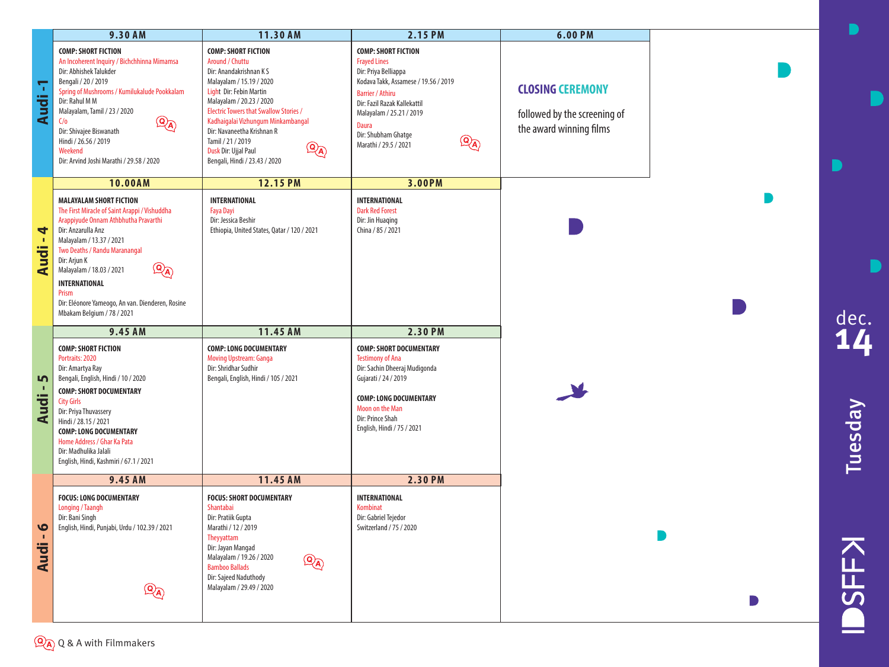# dec. 14 Tuesday

## Audi - 1

| 9.30 AM | 11.30 AM | 2.15 PM | 6.00 PM |
|---|---|---|---|
| **COMP: SHORT FICTION**<br>An Incoherent Inquiry / Bichchhinna Mimamsa<br>Dir: Abhishek Talukder<br>Bengali / 20 / 2019<br>Spring of Mushrooms / Kumilukalude Pookkalam<br>Dir: Rahul M M<br>Malayalam, Tamil / 23 / 2020<br>C/o (Q&A)<br>Dir: Shivajee Biswanath<br>Hindi / 26.56 / 2019<br>Weekend<br>Dir: Arvind Joshi Marathi / 29.58 / 2020 | **COMP: SHORT FICTION**<br>Around / Chuttu<br>Dir: Anandakrishnan K S<br>Malayalam / 15.19 / 2020<br>Light Dir: Febin Martin<br>Malayalam / 20.23 / 2020<br>Electric Towers that Swallow Stories / Kadhaigalai Vizhungum Minkambangal<br>Dir: Navaneetha Krishnan R<br>Tamil / 21 / 2019<br>Dusk Dir: Ujjal Paul (Q&A)<br>Bengali, Hindi / 23.43 / 2020 | **COMP: SHORT FICTION**<br>Frayed Lines<br>Dir: Priya Belliappa<br>Kodava Takk, Assamese / 19.56 / 2019<br>Barrier / Athiru<br>Dir: Fazil Razak Kallekattil<br>Malayalam / 25.21 / 2019<br>Daura<br>Dir: Shubham Ghatge (Q&A)<br>Marathi / 29.5 / 2021 | **CLOSING CEREMONY**<br>followed by the screening of the award winning films |

## Audi - 4

| 10.00AM | 12.15 PM | 3.00PM |
|---|---|---|
| **MALAYALAM SHORT FICTION**<br>The First Miracle of Saint Arappi / Vishuddha Arappiyude Onnam Athbhutha Pravarthi<br>Dir: Anzarulla Anz<br>Malayalam / 13.37 / 2021<br>Two Deaths / Randu Maranangal<br>Dir: Arjun K<br>Malayalam / 18.03 / 2021 (Q&A)<br>**INTERNATIONAL**<br>Prism<br>Dir: Eléonore Yameogo, An van. Dienderen, Rosine Mbakam Belgium / 78 / 2021 | **INTERNATIONAL**<br>Faya Dayi<br>Dir: Jessica Beshir<br>Ethiopia, United States, Qatar / 120 / 2021 | **INTERNATIONAL**<br>Dark Red Forest<br>Dir: Jin Huaqing<br>China / 85 / 2021 |

## Audi - 5

| 9.45 AM | 11.45 AM | 2.30 PM |
|---|---|---|
| **COMP: SHORT FICTION**<br>Portraits: 2020<br>Dir: Amartya Ray<br>Bengali, English, Hindi / 10 / 2020<br>**COMP: SHORT DOCUMENTARY**<br>City Girls<br>Dir: Priya Thuvassery<br>Hindi / 28.15 / 2021<br>**COMP: LONG DOCUMENTARY**<br>Home Address / Ghar Ka Pata<br>Dir: Madhulika Jalali<br>English, Hindi, Kashmiri / 67.1 / 2021 | **COMP: LONG DOCUMENTARY**<br>Moving Upstream: Ganga<br>Dir: Shridhar Sudhir<br>Bengali, English, Hindi / 105 / 2021 | **COMP: SHORT DOCUMENTARY**<br>Testimony of Ana<br>Dir: Sachin Dheeraj Mudigonda<br>Gujarati / 24 / 2019<br>**COMP: LONG DOCUMENTARY**<br>Moon on the Man<br>Dir: Prince Shah<br>English, Hindi / 75 / 2021 |

## Audi - 6

| 9.45 AM | 11.45 AM | 2.30 PM |
|---|---|---|
| **FOCUS: LONG DOCUMENTARY**<br>Longing / Taangh<br>Dir: Bani Singh<br>English, Hindi, Punjabi, Urdu / 102.39 / 2021 (Q&A) | **FOCUS: SHORT DOCUMENTARY**<br>Shantabai<br>Dir: Pratiik Gupta<br>Marathi / 12 / 2019<br>Theyyattam<br>Dir: Jayan Mangad<br>Malayalam / 19.26 / 2020 (Q&A)<br>Bamboo Ballads<br>Dir: Sajeed Naduthody<br>Malayalam / 29.49 / 2020 | **INTERNATIONAL**<br>Kombinat<br>Dir: Gabriel Tejedor<br>Switzerland / 75 / 2020 |

(Q&A) Q & A with Filmmakers

IDSFFK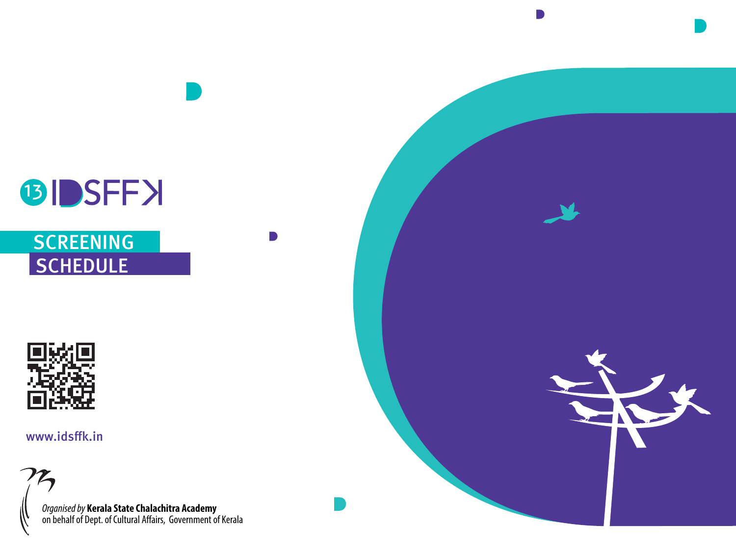# 13 IDSFFK

## SCREENING SCHEDULE

www.idsffk.in

*Organised by* **Kerala State Chalachitra Academy**
on behalf of Dept. of Cultural Affairs, Government of Kerala